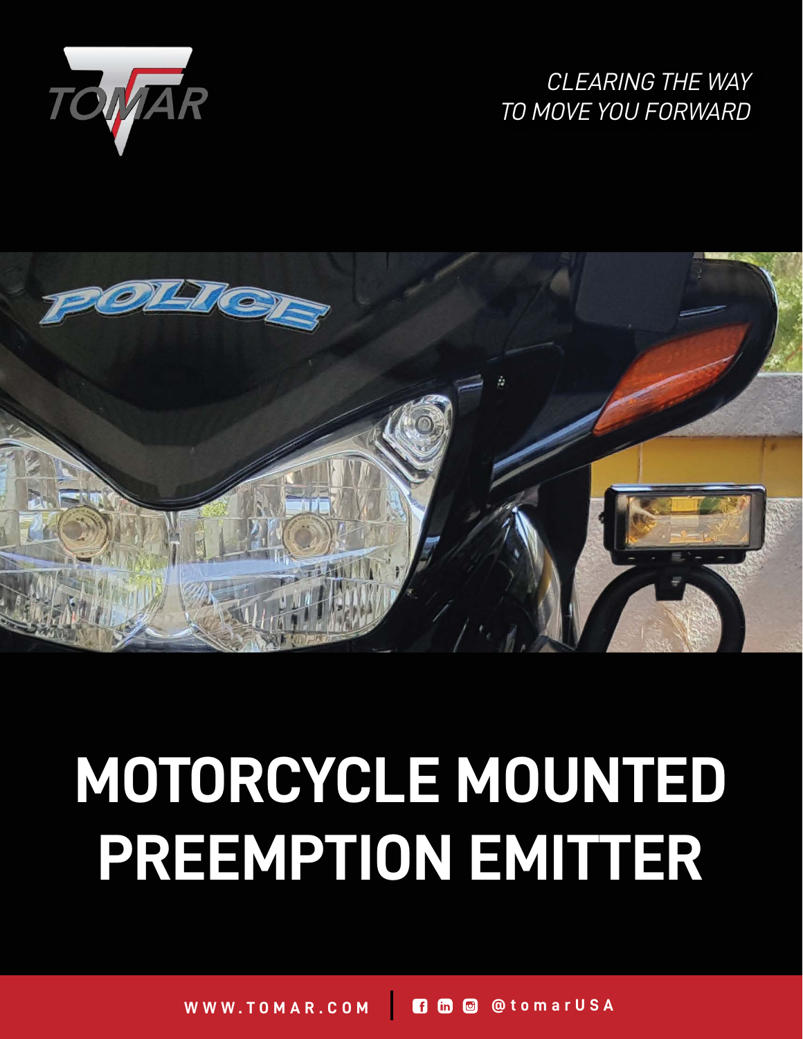TOMAR

*CLEARING THE WAY*
*TO MOVE YOU FORWARD*

# MOTORCYCLE MOUNTED PREEMPTION EMITTER

WWW.TOMAR.COM | @tomarUSA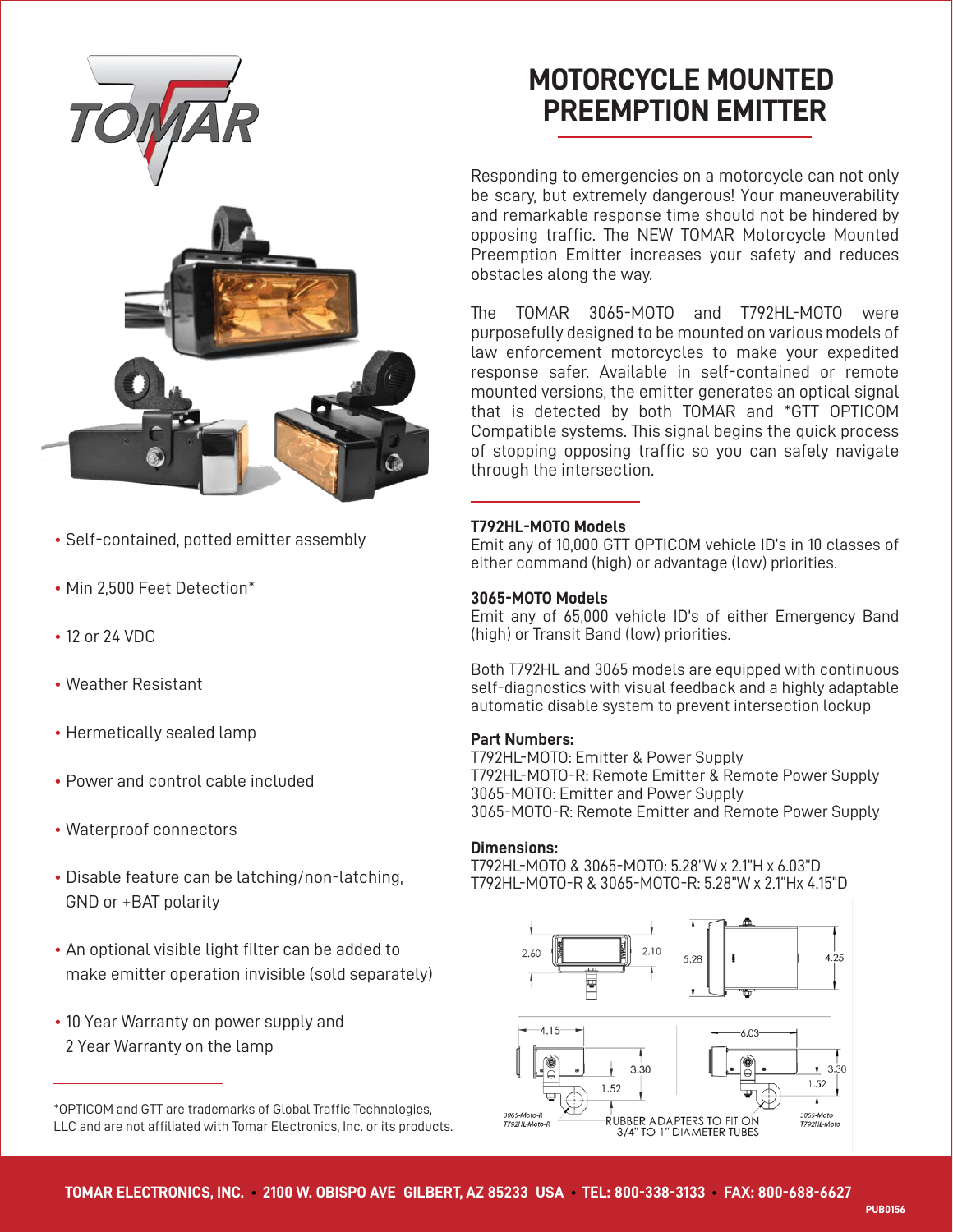# MOTORCYCLE MOUNTED PREEMPTION EMITTER

Responding to emergencies on a motorcycle can not only be scary, but extremely dangerous! Your maneuverability and remarkable response time should not be hindered by opposing traffic. The NEW TOMAR Motorcycle Mounted Preemption Emitter increases your safety and reduces obstacles along the way.

The TOMAR 3065-MOTO and T792HL-MOTO were purposefully designed to be mounted on various models of law enforcement motorcycles to make your expedited response safer. Available in self-contained or remote mounted versions, the emitter generates an optical signal that is detected by both TOMAR and *GTT OPTICOM Compatible systems. This signal begins the quick process of stopping opposing traffic so you can safely navigate through the intersection.

- Self-contained, potted emitter assembly
- Min 2,500 Feet Detection*
- 12 or 24 VDC
- Weather Resistant
- Hermetically sealed lamp
- Power and control cable included
- Waterproof connectors
- Disable feature can be latching/non-latching, GND or +BAT polarity
- An optional visible light filter can be added to make emitter operation invisible (sold separately)
- 10 Year Warranty on power supply and 2 Year Warranty on the lamp

**T792HL-MOTO Models**
Emit any of 10,000 GTT OPTICOM vehicle ID's in 10 classes of either command (high) or advantage (low) priorities.

**3065-MOTO Models**
Emit any of 65,000 vehicle ID's of either Emergency Band (high) or Transit Band (low) priorities.

Both T792HL and 3065 models are equipped with continuous self-diagnostics with visual feedback and a highly adaptable automatic disable system to prevent intersection lockup

**Part Numbers:**
T792HL-MOTO: Emitter & Power Supply
T792HL-MOTO-R: Remote Emitter & Remote Power Supply
3065-MOTO: Emitter and Power Supply
3065-MOTO-R: Remote Emitter and Remote Power Supply

**Dimensions:**
T792HL-MOTO & 3065-MOTO: 5.28"W x 2.1"H x 6.03"D
T792HL-MOTO-R & 3065-MOTO-R: 5.28"W x 2.1"Hx 4.15"D

2.60
2.10
5.28
4.25
4.15
3.30
1.52
6.03
3.30
1.52
3065-Moto-R
T792HL-Moto-R
RUBBER ADAPTERS TO FIT ON 3/4" TO 1" DIAMETER TUBES
3065-Moto
T792HL-Moto

*OPTICOM and GTT are trademarks of Global Traffic Technologies, LLC and are not affiliated with Tomar Electronics, Inc. or its products.

TOMAR ELECTRONICS, INC. • 2100 W. OBISPO AVE GILBERT, AZ 85233 USA • TEL: 800-338-3133 • FAX: 800-688-6627

PUB0156